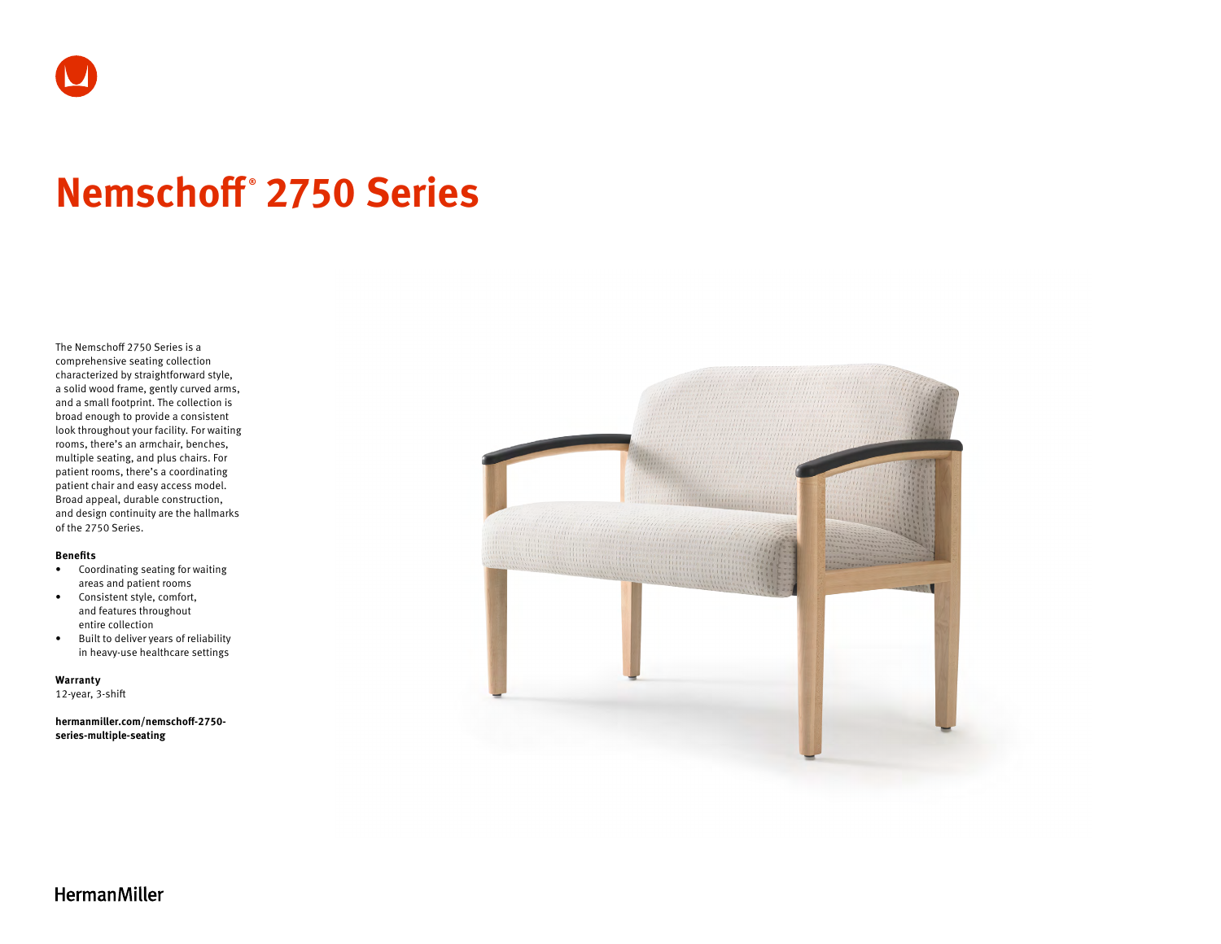# Nemschoff® 2750 Series

The Nemschoff 2750 Series is a comprehensive seating collection characterized by straightforward style, a solid wood frame, gently curved arms, and a small footprint. The collection is broad enough to provide a consistent look throughout your facility. For waiting rooms, there's an armchair, benches, multiple seating, and plus chairs. For patient rooms, there's a coordinating patient chair and easy access model. Broad appeal, durable construction, and design continuity are the hallmarks of the 2750 Series.

**Benefits**

- Coordinating seating for waiting areas and patient rooms
- Consistent style, comfort, and features throughout entire collection
- Built to deliver years of reliability in heavy-use healthcare settings

**Warranty**

12-year, 3-shift

**hermanmiller.com/nemschoff-2750-series-multiple-seating**

HermanMiller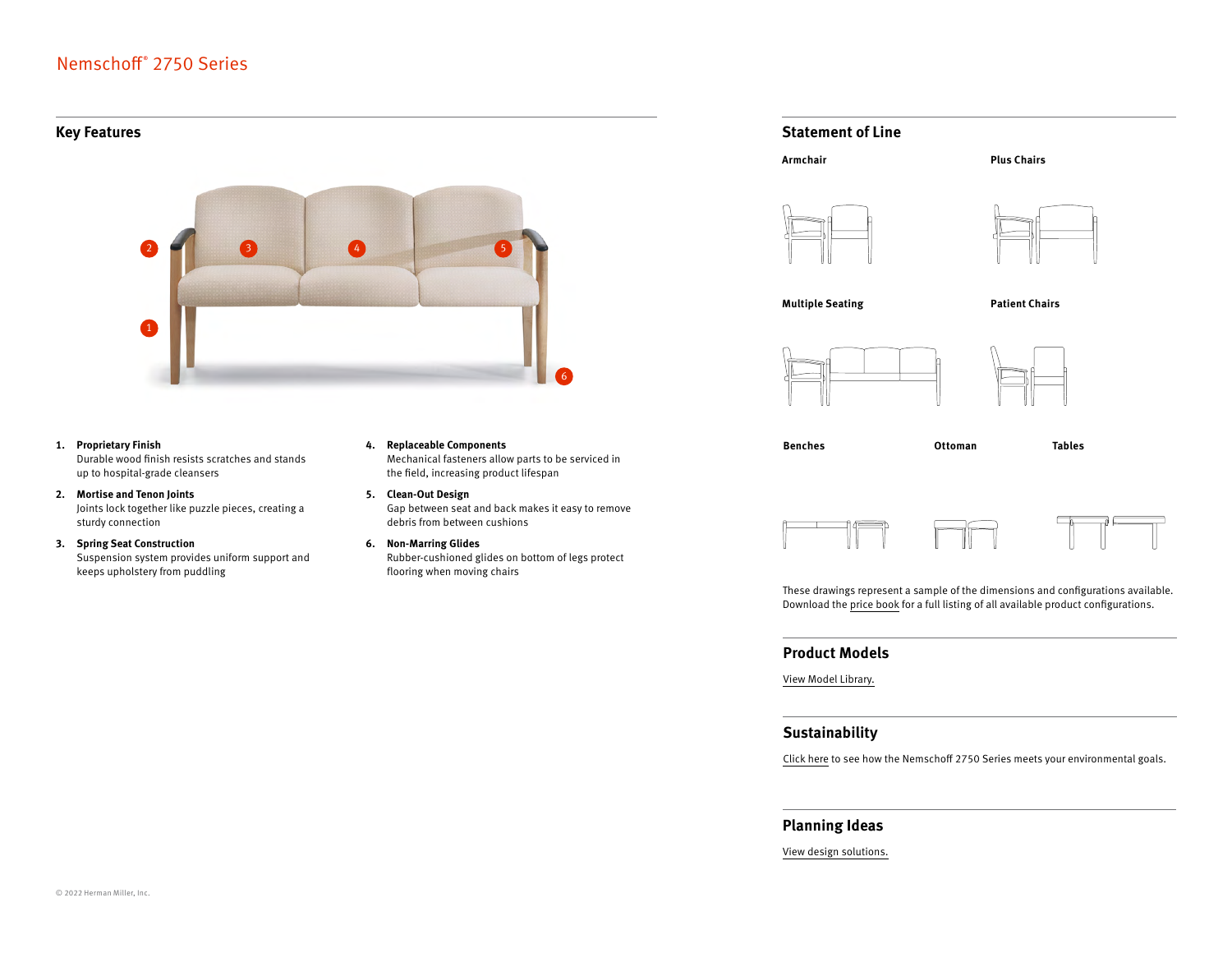# Nemschoff® 2750 Series

## Key Features

2 3 4 5

1

6

1. **Proprietary Finish**
   Durable wood finish resists scratches and stands up to hospital-grade cleansers
2. **Mortise and Tenon Joints**
   Joints lock together like puzzle pieces, creating a sturdy connection
3. **Spring Seat Construction**
   Suspension system provides uniform support and keeps upholstery from puddling
4. **Replaceable Components**
   Mechanical fasteners allow parts to be serviced in the field, increasing product lifespan
5. **Clean-Out Design**
   Gap between seat and back makes it easy to remove debris from between cushions
6. **Non-Marring Glides**
   Rubber-cushioned glides on bottom of legs protect flooring when moving chairs

## Statement of Line

**Armchair**

**Plus Chairs**

**Multiple Seating**

**Patient Chairs**

**Benches**

**Ottoman**

**Tables**

These drawings represent a sample of the dimensions and configurations available. Download the price book for a full listing of all available product configurations.

## Product Models

View Model Library.

## Sustainability

Click here to see how the Nemschoff 2750 Series meets your environmental goals.

## Planning Ideas

View design solutions.

© 2022 Herman Miller, Inc.